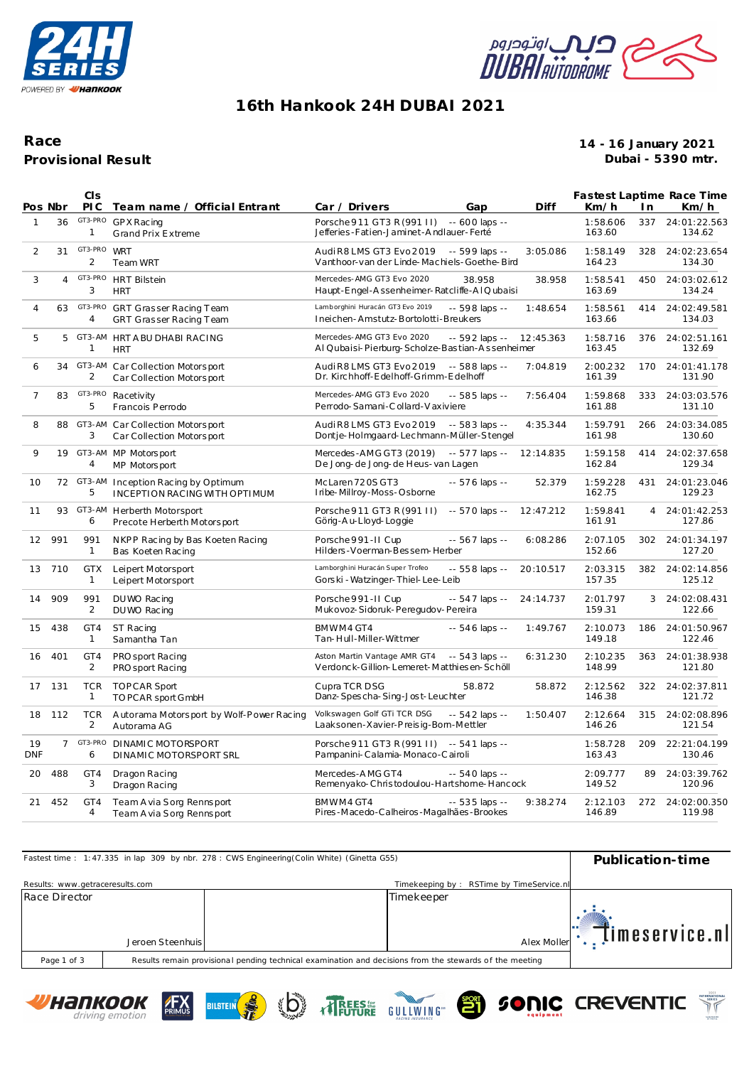# 16th Hankook 24H DUBAI 2021

**Race**
**Provisional Result**

**14 - 16 January 2021**
**Dubai - 5390 mtr.**

| Pos | Nbr | Cls | PIC | Team name / Official Entrant | Car / Drivers | Gap | Diff | Fastest Laptime Km/h | In | Race Time Km/h |
|---|---|---|---|---|---|---|---|---|---|---|
| 1 | 36 | GT3-PRO | 1 | GPX Racing<br>Grand Prix Extreme | Porsche 911 GT3 R (991 II)<br>Jefferies-Fatien-Jaminet-Andlauer-Ferté | -- 600 laps -- | | 1:58.606<br>163.60 | 337 | 24:01:22.563<br>134.62 |
| 2 | 31 | GT3-PRO | 2 | WRT<br>Team WRT | Audi R8 LMS GT3 Evo 2019<br>Vanthoor-van der Linde-Machiels-Goethe-Bird | -- 599 laps -- | 3:05.086 | 1:58.149<br>164.23 | 328 | 24:02:23.654<br>134.30 |
| 3 | 4 | GT3-PRO | 3 | HRT Bilstein<br>HRT | Mercedes-AMG GT3 Evo 2020<br>Haupt-Engel-Assenheimer-Ratcliffe-Al Qubaisi | 38.958 | 38.958 | 1:58.541<br>163.69 | 450 | 24:03:02.612<br>134.24 |
| 4 | 63 | GT3-PRO | 4 | GRT Grasser Racing Team<br>GRT Grasser Racing Team | Lamborghini Huracán GT3 Evo 2019<br>Ineichen-Amstutz-Bortolotti-Breukers | -- 598 laps -- | 1:48.654 | 1:58.561<br>163.66 | 414 | 24:02:49.581<br>134.03 |
| 5 | 5 | GT3-AM | 1 | HRT ABU DHABI RACING<br>HRT | Mercedes-AMG GT3 Evo 2020<br>Al Qubaisi-Pierburg-Scholze-Bastian-Assenheimer | -- 592 laps -- | 12:45.363 | 1:58.716<br>163.45 | 376 | 24:02:51.161<br>132.69 |
| 6 | 34 | GT3-AM | 2 | Car Collection Motorsport<br>Car Collection Motorsport | Audi R8 LMS GT3 Evo 2019<br>Dr. Kirchhoff-Edelhoff-Grimm-Edelhoff | -- 588 laps -- | 7:04.819 | 2:00.232<br>161.39 | 170 | 24:01:41.178<br>131.90 |
| 7 | 83 | GT3-PRO | 5 | Racetivity<br>Francois Perrodo | Mercedes-AMG GT3 Evo 2020<br>Perrodo-Samani-Collard-Vaxiviere | -- 585 laps -- | 7:56.404 | 1:59.868<br>161.88 | 333 | 24:03:03.576<br>131.10 |
| 8 | 88 | GT3-AM | 3 | Car Collection Motorsport<br>Car Collection Motorsport | Audi R8 LMS GT3 Evo 2019<br>Dontje-Holmgaard-Lechmann-Müller-Stengel | -- 583 laps -- | 4:35.344 | 1:59.791<br>161.98 | 266 | 24:03:34.085<br>130.60 |
| 9 | 19 | GT3-AM | 4 | MP Motorsport<br>MP Motorsport | Mercedes-AMG GT3 (2019)<br>De Jong-de Jong-de Heus-van Lagen | -- 577 laps -- | 12:14.835 | 1:59.158<br>162.84 | 414 | 24:02:37.658<br>129.34 |
| 10 | 72 | GT3-AM | 5 | Inception Racing by Optimum<br>INCEPTION RACING WITH OPTIMUM | McLaren 720S GT3<br>Iribe-Millroy-Moss-Osborne | -- 576 laps -- | 52.379 | 1:59.228<br>162.75 | 431 | 24:01:23.046<br>129.23 |
| 11 | 93 | GT3-AM | 6 | Herberth Motorsport<br>Precote Herberth Motorsport | Porsche 911 GT3 R (991 II)<br>Görig-Au-Lloyd-Loggie | -- 570 laps -- | 12:47.212 | 1:59.841<br>161.91 | 4 | 24:01:42.253<br>127.86 |
| 12 | 991 | 991 | 1 | NKPP Racing by Bas Koeten Racing<br>Bas Koeten Racing | Porsche 991-II Cup<br>Hilders-Voerman-Bessem-Herber | -- 567 laps -- | 6:08.286 | 2:07.105<br>152.66 | 302 | 24:01:34.197<br>127.20 |
| 13 | 710 | GTX | 1 | Leipert Motorsport<br>Leipert Motorsport | Lamborghini Huracán Super Trofeo<br>Gorski-Watzinger-Thiel-Lee-Leib | -- 558 laps -- | 20:10.517 | 2:03.315<br>157.35 | 382 | 24:02:14.856<br>125.12 |
| 14 | 909 | 991 | 2 | DUWO Racing<br>DUWO Racing | Porsche 991-II Cup<br>Mukovoz-Sidoruk-Peregudov-Pereira | -- 547 laps -- | 24:14.737 | 2:01.797<br>159.31 | 3 | 24:02:08.431<br>122.66 |
| 15 | 438 | GT4 | 1 | ST Racing<br>Samantha Tan | BMW M4 GT4<br>Tan-Hull-Miller-Wittmer | -- 546 laps -- | 1:49.767 | 2:10.073<br>149.18 | 186 | 24:01:50.967<br>122.46 |
| 16 | 401 | GT4 | 2 | PROsport Racing<br>PROsport Racing | Aston Martin Vantage AMR GT4<br>Verdonck-Gillion-Lemeret-Matthiesen-Schöll | -- 543 laps -- | 6:31.230 | 2:10.235<br>148.99 | 363 | 24:01:38.938<br>121.80 |
| 17 | 131 | TCR | 1 | TOPCAR Sport<br>TOPCAR sport GmbH | Cupra TCR DSG<br>Danz-Spescha-Sing-Jost-Leuchter | 58.872 | 58.872 | 2:12.562<br>146.38 | 322 | 24:02:37.811<br>121.72 |
| 18 | 112 | TCR | 2 | Autorama Motorsport by Wolf-Power Racing<br>Autorama AG | Volkswagen Golf GTi TCR DSG<br>Laaksonen-Xavier-Preisig-Born-Mettler | -- 542 laps -- | 1:50.407 | 2:12.664<br>146.26 | 315 | 24:02:08.896<br>121.54 |
| 19<br>DNF | 7 | GT3-PRO | 6 | DINAMIC MOTORSPORT<br>DINAMIC MOTORSPORT SRL | Porsche 911 GT3 R (991 II)<br>Pampanini-Calamia-Monaco-Cairoli | -- 541 laps -- | | 1:58.728<br>163.43 | 209 | 22:21:04.199<br>130.46 |
| 20 | 488 | GT4 | 3 | Dragon Racing<br>Dragon Racing | Mercedes-AMG GT4<br>Remenyako-Christodoulou-Hartshorne-Hancock | -- 540 laps -- | | 2:09.777<br>149.52 | 89 | 24:03:39.762<br>120.96 |
| 21 | 452 | GT4 | 4 | Team Avia Sorg Rennsport<br>Team Avia Sorg Rennsport | BMW M4 GT4<br>Pires-Macedo-Calheiros-Magalhães-Brookes | -- 535 laps -- | 9:38.274 | 2:12.103<br>146.89 | 272 | 24:02:00.350<br>119.98 |

Fastest time : 1:47.335 in lap 309 by nbr. 278 : CWS Engineering(Colin White) (Ginetta G55)

**Publication-time**

Results: www.getraceresults.com

Timekeeping by : RSTime by TimeService.nl

| Race Director | | Timekeeper |
|---|---|---|
| Jeroen Steenhuis | | Alex Moller |

Results remain provisional pending technical examination and decisions from the stewards of the meeting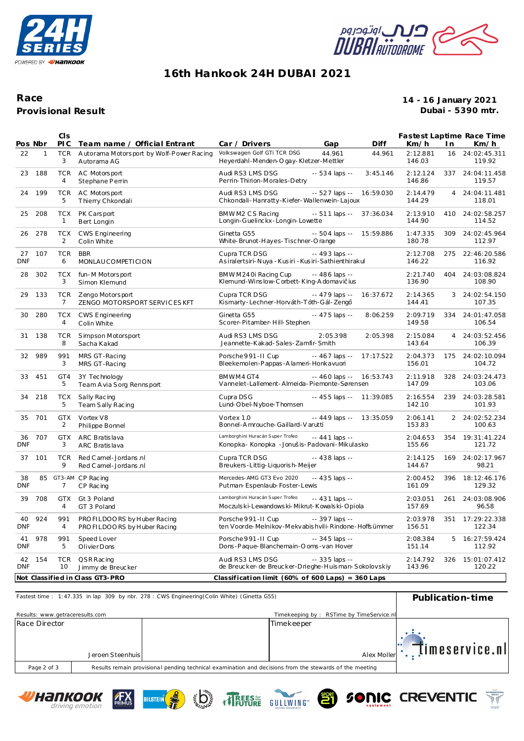# 16th Hankook 24H DUBAI 2021

## Race
## Provisional Result

**14 - 16 January 2021**
**Dubai - 5390 mtr.**

| Pos | Nbr | Cls Pl C | Team name / Official Entrant | Car / Drivers | Gap | Diff | Fastest Laptime Km/h | In | Race Time Km/h |
|---|---|---|---|---|---|---|---|---|---|
| 22 | 1 | TCR 3 | Autorama Motorsport by Wolf-Power Racing<br>Autorama AG | Volkswagen Golf GTi TCR DSG<br>Heyerdahl-Menden-Ogay-Kletzer-Mettler | 44.961 | 44.961 | 2:12.881<br>146.03 | 16 | 24:02:45.311<br>119.92 |
| 23 | 188 | TCR 4 | AC Motorsport<br>Stephane Perrin | Audi RS3 LMS DSG<br>Perrin-Thirion-Morales-Detry | -- 534 laps -- | 3:45.146 | 2:12.124<br>146.86 | 337 | 24:04:11.458<br>119.57 |
| 24 | 199 | TCR 5 | AC Motorsport<br>Thierry Chkondali | Audi RS3 LMS DSG<br>Chkondali-Hanratty-Kiefer-Wallenwein-Lajoux | -- 527 laps -- | 16:59.030 | 2:14.479<br>144.29 | 4 | 24:04:11.481<br>118.01 |
| 25 | 208 | TCX 1 | PK Carsport<br>Bert Longin | BMW M2 CS Racing<br>Longin-Guelinckx-Longin-Lowette | -- 511 laps -- | 37:36.034 | 2:13.910<br>144.90 | 410 | 24:02:58.257<br>114.52 |
| 26 | 278 | TCX 2 | CWS Engineering<br>Colin White | Ginetta G55<br>White-Brunot-Hayes-Tischner-Orange | -- 504 laps -- | 15:59.886 | 1:47.335<br>180.78 | 309 | 24:02:45.964<br>112.97 |
| 27 DNF | 107 | TCR 6 | BBR<br>MONLAUCOMPETICION | Cupra TCR DSG<br>Asiralertsiri-Nuya-Kusiri-Kusiri-Sathienthirakul | -- 493 laps -- | | 2:12.708<br>146.22 | 275 | 22:46:20.586<br>116.92 |
| 28 | 302 | TCX 3 | fun-M Motorsport<br>Simon Klemund | BMW M240i Racing Cup<br>Klemund-Winslow-Corbett-King-Adomavičius | -- 486 laps -- | | 2:21.740<br>136.90 | 404 | 24:03:08.824<br>108.90 |
| 29 | 133 | TCR 7 | Zengo Motorsport<br>ZENGO MOTORSPORT SERVICES KFT | Cupra TCR DSG<br>Kismarty-Lechner-Horváth-Tóth-Gál-Zengő | -- 479 laps -- | 16:37.672 | 2:14.365<br>144.41 | 3 | 24:02:54.150<br>107.35 |
| 30 | 280 | TCX 4 | CWS Engineering<br>Colin White | Ginetta G55<br>Scorer-Pitamber-Hill-Stephen | -- 475 laps -- | 8:06.259 | 2:09.719<br>149.58 | 334 | 24:01:47.058<br>106.54 |
| 31 | 138 | TCR 8 | Simpson Motorsport<br>Sacha Kakad | Audi RS3 LMS DSG<br>Jeannette-Kakad-Sales-Zamfir-Smith | 2:05.398 | 2:05.398 | 2:15.084<br>143.64 | 4 | 24:03:52.456<br>106.39 |
| 32 | 989 | 991 3 | MRS GT-Racing<br>MRS GT-Racing | Porsche 991-II Cup<br>Bleekemolen-Pappas-Alameri-Honkavuori | -- 467 laps -- | 17:17.522 | 2:04.373<br>156.01 | 175 | 24:02:10.094<br>104.72 |
| 33 | 451 | GT4 5 | 3Y Technology<br>Team Avia Sorg Rennsport | BMW M4 GT4<br>Vannelet-Lallement-Almeida-Piemonte-Sørensen | -- 460 laps -- | 16:53.743 | 2:11.918<br>147.09 | 328 | 24:03:24.473<br>103.06 |
| 34 | 218 | TCX 5 | Sally Racing<br>Team Sally Racing | Cupra DSG<br>Lund-Obel-Nyboe-Thomsen | -- 455 laps -- | 11:39.085 | 2:16.554<br>142.10 | 239 | 24:03:28.581<br>101.93 |
| 35 | 701 | GTX 2 | Vortex V8<br>Philippe Bonnel | Vortex 1.0<br>Bonnel-Amrouche-Gaillard-Varutti | -- 449 laps -- | 13:35.059 | 2:06.141<br>153.83 | 2 | 24:02:52.234<br>100.63 |
| 36 DNF | 707 | GTX 3 | ARC Bratislava<br>ARC Bratislava | Lamborghini Huracán Super Trofeo<br>Konopka-Konopka -Jonušis-Padovani-Mikulasko | -- 441 laps -- | | 2:04.653<br>155.66 | 354 | 19:31:41.224<br>121.72 |
| 37 | 101 | TCR 9 | Red Camel-Jordans.nl<br>Red Camel-Jordans.nl | Cupra TCR DSG<br>Breukers-Littig-Liquorish-Meijer | -- 438 laps -- | | 2:14.125<br>144.67 | 169 | 24:02:17.967<br>98.21 |
| 38 DNF | 85 | GT3-AM 7 | CP Racing<br>CP Racing | Mercedes-AMG GT3 Evo 2020<br>Putman-Espenlaub-Foster-Lewis | -- 435 laps -- | | 2:00.452<br>161.09 | 396 | 18:12:46.176<br>129.32 |
| 39 | 708 | GTX 4 | Gt3 Poland<br>GT 3 Poland | Lamborghini Huracán Super Trofeo<br>Moczulski-Lewandowski-Mikrut-Kowalski-Opiola | -- 431 laps -- | | 2:03.051<br>157.69 | 261 | 24:03:08.906<br>96.58 |
| 40 DNF | 924 | 991 4 | PROFILDOORS by Huber Racing<br>PROFILDOORS by Huber Racing | Porsche 991-II Cup<br>ten Voorde-Melnikov-Mekvabishvili-Rindone-Hoffsümmer | -- 397 laps -- | | 2:03.978<br>156.51 | 351 | 17:29:22.338<br>122.34 |
| 41 DNF | 978 | 991 5 | Speed Lover<br>Olivier Dons | Porsche 991-II Cup<br>Dons-Paque-Blanchemain-Ooms-van Hover | -- 345 laps -- | | 2:08.384<br>151.14 | 5 | 16:27:59.424<br>112.92 |
| 42 DNF | 154 | TCR 10 | QSR Racing<br>Jimmy de Breucker | Audi RS3 LMS DSG<br>de Breucker-de Breucker-Drieghe-Huisman-Sokolovskiy | -- 335 laps -- | | 2:14.792<br>143.96 | 326 | 15:01:07.412<br>120.22 |

**Not Classified in Class GT3-PRO** | **Classification limit (60% of 600 Laps) = 360 Laps**

Fastest time : 1:47.335 in lap 309 by nbr. 278 : CWS Engineering(Colin White) (Ginetta G55)

**Publication-time**

Results: www.getraceresults.com

Timekeeping by : RSTime by TimeService.nl

| Race Director | | Timekeeper |
|---|---|---|
| Jeroen Steenhuis | | Alex Moller |

Results remain provisional pending technical examination and decisions from the stewards of the meeting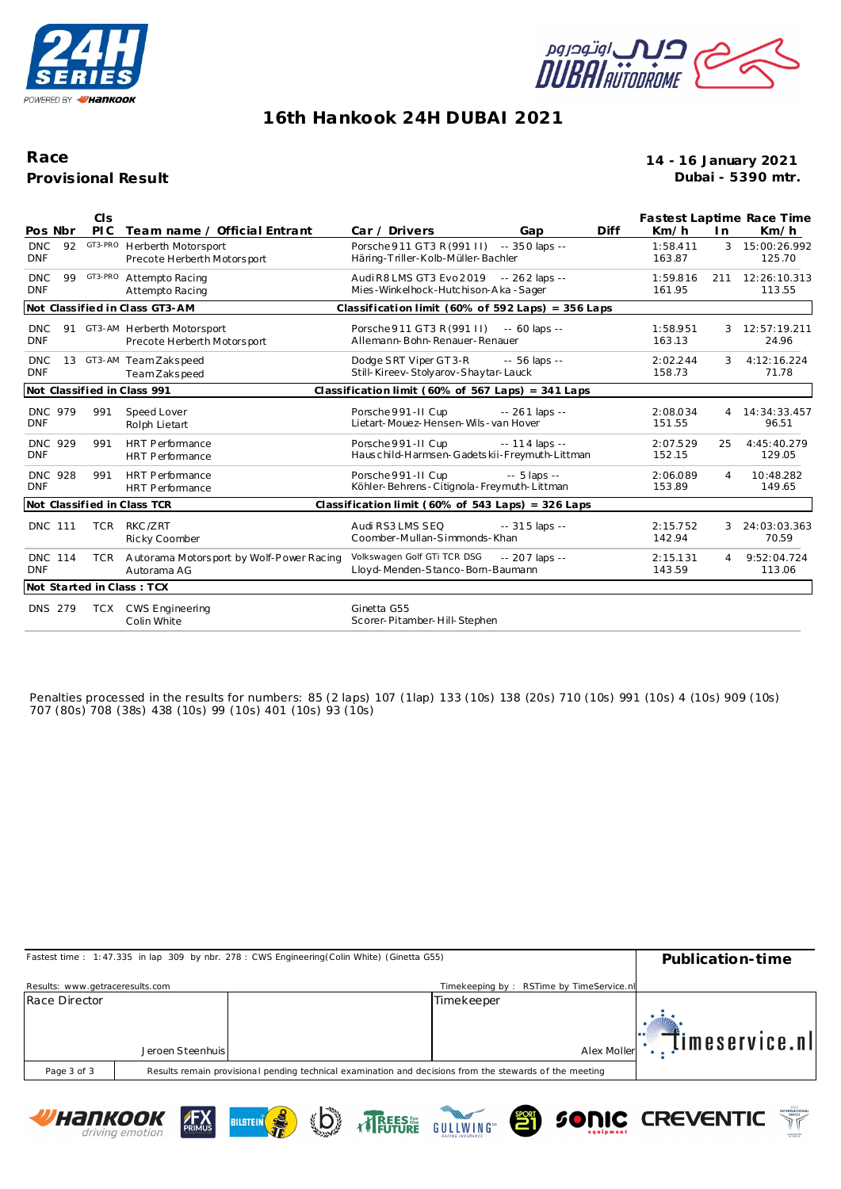# 16th Hankook 24H DUBAI 2021

## Race
## Provisional Result

**14 - 16 January 2021**
**Dubai - 5390 mtr.**

| Pos | Nbr | Cls PIC | Team name / Official Entrant | Car / Drivers | Gap | Diff | Fastest Laptime Km/h | In | Race Time Km/h |
|---|---|---|---|---|---|---|---|---|---|
| DNC DNF | 92 | GT3-PRO | Herberth Motorsport<br>Precote Herberth Motorsport | Porsche 911 GT3 R (991 II)<br>Häring-Triller-Kolb-Müller-Bachler | -- 350 laps -- | | 1:58.411<br>163.87 | 3 | 15:00:26.992<br>125.70 |
| DNC DNF | 99 | GT3-PRO | Attempto Racing<br>Attempto Racing | Audi R8 LMS GT3 Evo 2019<br>Mies-Winkelhock-Hutchison-Aka-Sager | -- 262 laps -- | | 1:59.816<br>161.95 | 211 | 12:26:10.313<br>113.55 |
| **Not Classified in Class GT3-AM** | | | | **Classification limit (60% of 592 Laps) = 356 Laps** | | | | | |
| DNC DNF | 91 | GT3-AM | Herberth Motorsport<br>Precote Herberth Motorsport | Porsche 911 GT3 R (991 II)<br>Allemann-Bohn-Renauer-Renauer | -- 60 laps -- | | 1:58.951<br>163.13 | 3 | 12:57:19.211<br>24.96 |
| DNC DNF | 13 | GT3-AM | Team Zakspeed<br>Team Zakspeed | Dodge SRT Viper GT3-R<br>Still-Kireev-Stolyarov-Shaytar-Lauck | -- 56 laps -- | | 2:02.244<br>158.73 | 3 | 4:12:16.224<br>71.78 |
| **Not Classified in Class 991** | | | | **Classification limit (60% of 567 Laps) = 341 Laps** | | | | | |
| DNC DNF | 979 | 991 | Speed Lover<br>Rolph Lietart | Porsche 991-II Cup<br>Lietart-Mouez-Hensen-Wils-van Hover | -- 261 laps -- | | 2:08.034<br>151.55 | 4 | 14:34:33.457<br>96.51 |
| DNC DNF | 929 | 991 | HRT Performance<br>HRT Performance | Porsche 991-II Cup<br>Hauschild-Harmsen-Gadetskii-Freymuth-Littman | -- 114 laps -- | | 2:07.529<br>152.15 | 25 | 4:45:40.279<br>129.05 |
| DNC DNF | 928 | 991 | HRT Performance<br>HRT Performance | Porsche 991-II Cup<br>Köhler-Behrens-Citignola-Freymuth-Littman | -- 5 laps -- | | 2:06.089<br>153.89 | 4 | 10:48.282<br>149.65 |
| **Not Classified in Class TCR** | | | | **Classification limit (60% of 543 Laps) = 326 Laps** | | | | | |
| DNC | 111 | TCR | RKC/ZRT<br>Ricky Coomber | Audi RS3 LMS SEQ<br>Coomber-Mullan-Simmonds-Khan | -- 315 laps -- | | 2:15.752<br>142.94 | 3 | 24:03:03.363<br>70.59 |
| DNC DNF | 114 | TCR | Autorama Motorsport by Wolf-Power Racing<br>Autorama AG | Volkswagen Golf GTi TCR DSG<br>Lloyd-Menden-Stanco-Born-Baumann | -- 207 laps -- | | 2:15.131<br>143.59 | 4 | 9:52:04.724<br>113.06 |
| **Not Started in Class : TCX** | | | | | | | | | |
| DNS | 279 | TCX | CWS Engineering<br>Colin White | Ginetta G55<br>Scorer-Pitamber-Hill-Stephen | | | | | |

Penalties processed in the results for numbers: 85 (2 laps) 107 (1lap) 133 (10s) 138 (20s) 710 (10s) 991 (10s) 4 (10s) 909 (10s) 707 (80s) 708 (38s) 438 (10s) 99 (10s) 401 (10s) 93 (10s)

Fastest time : 1:47.335 in lap 309 by nbr. 278 : CWS Engineering(Colin White) (Ginetta G55)

**Publication-time**

Results: www.getraceresults.com

Timekeeping by : RSTime by TimeService.nl

| Race Director | | Timekeeper |
|---|---|---|
| Jeroen Steenhuis | | Alex Moller |

Results remain provisional pending technical examination and decisions from the stewards of the meeting